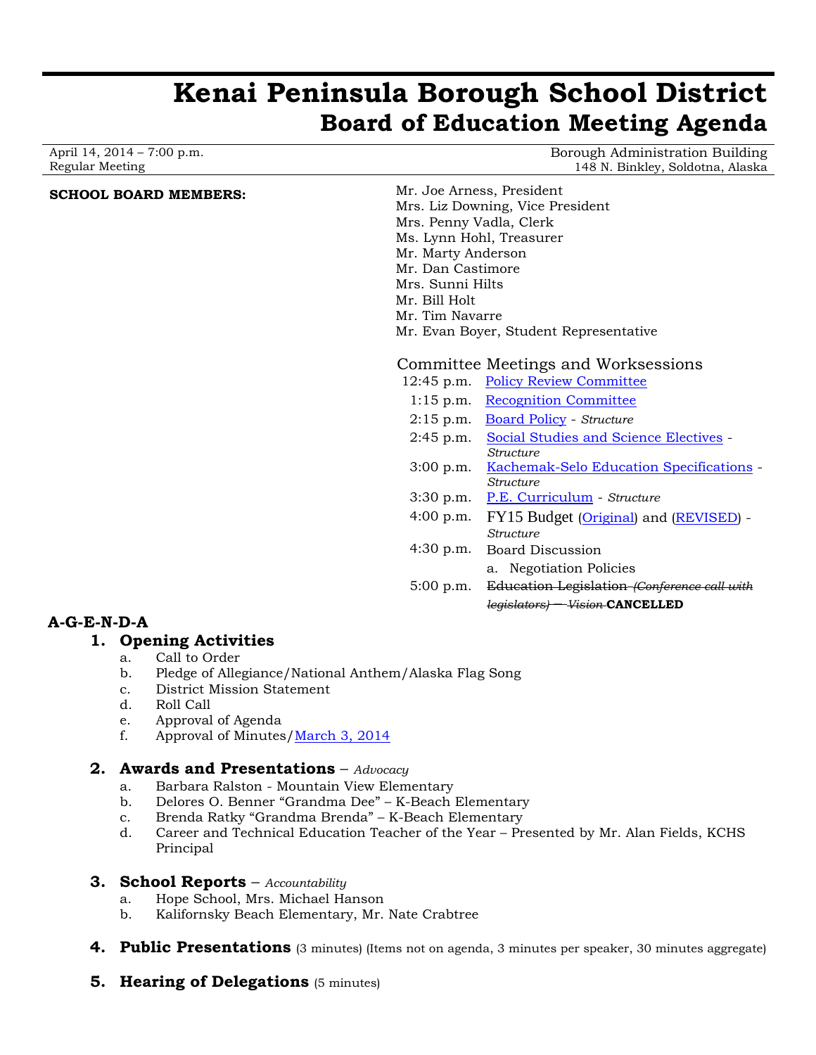# Kenai Peninsula Borough School District
## Board of Education Meeting Agenda

April 14, 2014 – 7:00 p.m.
Regular Meeting

Borough Administration Building
148 N. Binkley, Soldotna, Alaska

**SCHOOL BOARD MEMBERS:**

Mr. Joe Arness, President
Mrs. Liz Downing, Vice President
Mrs. Penny Vadla, Clerk
Ms. Lynn Hohl, Treasurer
Mr. Marty Anderson
Mr. Dan Castimore
Mrs. Sunni Hilts
Mr. Bill Holt
Mr. Tim Navarre
Mr. Evan Boyer, Student Representative

### Committee Meetings and Worksessions

| | |
|---|---|
| 12:45 p.m. | Policy Review Committee |
| 1:15 p.m. | Recognition Committee |
| 2:15 p.m. | Board Policy - *Structure* |
| 2:45 p.m. | Social Studies and Science Electives - *Structure* |
| 3:00 p.m. | Kachemak-Selo Education Specifications - *Structure* |
| 3:30 p.m. | P.E. Curriculum - *Structure* |
| 4:00 p.m. | FY15 Budget (Original) and (REVISED) - *Structure* |
| 4:30 p.m. | Board Discussion<br>a. Negotiation Policies |
| 5:00 p.m. | ~~Education Legislation *(Conference call with legislators)* — *Vision*~~ **CANCELLED** |

**A-G-E-N-D-A**

1. **Opening Activities**
   a. Call to Order
   b. Pledge of Allegiance/National Anthem/Alaska Flag Song
   c. District Mission Statement
   d. Roll Call
   e. Approval of Agenda
   f. Approval of Minutes/March 3, 2014

2. **Awards and Presentations** – *Advocacy*
   a. Barbara Ralston - Mountain View Elementary
   b. Delores O. Benner "Grandma Dee" – K-Beach Elementary
   c. Brenda Ratky "Grandma Brenda" – K-Beach Elementary
   d. Career and Technical Education Teacher of the Year – Presented by Mr. Alan Fields, KCHS Principal

3. **School Reports** – *Accountability*
   a. Hope School, Mrs. Michael Hanson
   b. Kalifornsky Beach Elementary, Mr. Nate Crabtree

4. **Public Presentations** (3 minutes) (Items not on agenda, 3 minutes per speaker, 30 minutes aggregate)

5. **Hearing of Delegations** (5 minutes)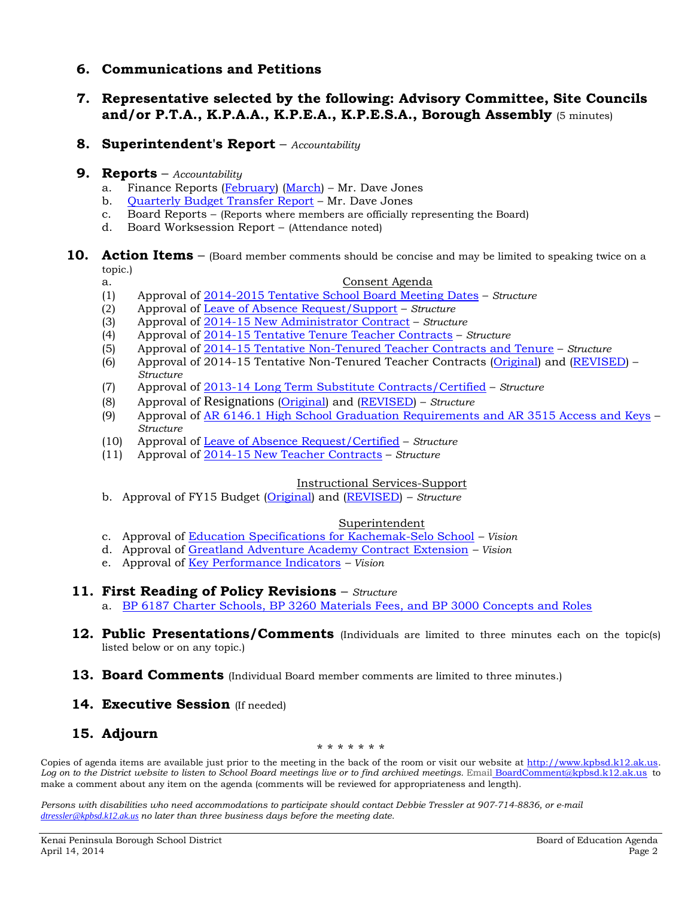## 6. Communications and Petitions

## 7. Representative selected by the following: Advisory Committee, Site Councils and/or P.T.A., K.P.A.A., K.P.E.A., K.P.E.S.A., Borough Assembly (5 minutes)

## 8. Superintendent's Report – *Accountability*

## 9. Reports – *Accountability*

a. Finance Reports (February) (March) – Mr. Dave Jones
b. Quarterly Budget Transfer Report – Mr. Dave Jones
c. Board Reports – (Reports where members are officially representing the Board)
d. Board Worksession Report – (Attendance noted)

## 10. Action Items – (Board member comments should be concise and may be limited to speaking twice on a topic.)

a. Consent Agenda

(1) Approval of 2014-2015 Tentative School Board Meeting Dates – *Structure*
(2) Approval of Leave of Absence Request/Support – *Structure*
(3) Approval of 2014-15 New Administrator Contract – *Structure*
(4) Approval of 2014-15 Tentative Tenure Teacher Contracts – *Structure*
(5) Approval of 2014-15 Tentative Non-Tenured Teacher Contracts and Tenure – *Structure*
(6) Approval of 2014-15 Tentative Non-Tenured Teacher Contracts (Original) and (REVISED) – *Structure*
(7) Approval of 2013-14 Long Term Substitute Contracts/Certified – *Structure*
(8) Approval of Resignations (Original) and (REVISED) – *Structure*
(9) Approval of AR 6146.1 High School Graduation Requirements and AR 3515 Access and Keys – *Structure*
(10) Approval of Leave of Absence Request/Certified – *Structure*
(11) Approval of 2014-15 New Teacher Contracts – *Structure*

Instructional Services-Support

b. Approval of FY15 Budget (Original) and (REVISED) – *Structure*

Superintendent

c. Approval of Education Specifications for Kachemak-Selo School – *Vision*
d. Approval of Greatland Adventure Academy Contract Extension – *Vision*
e. Approval of Key Performance Indicators – *Vision*

## 11. First Reading of Policy Revisions – *Structure*

a. BP 6187 Charter Schools, BP 3260 Materials Fees, and BP 3000 Concepts and Roles

## 12. Public Presentations/Comments (Individuals are limited to three minutes each on the topic(s) listed below or on any topic.)

## 13. Board Comments (Individual Board member comments are limited to three minutes.)

## 14. Executive Session (If needed)

## 15. Adjourn

\* \* \* \* \* \* \*

Copies of agenda items are available just prior to the meeting in the back of the room or visit our website at http://www.kpbsd.k12.ak.us. *Log on to the District website to listen to School Board meetings live or to find archived meetings.* Email BoardComment@kpbsd.k12.ak.us to make a comment about any item on the agenda (comments will be reviewed for appropriateness and length).

*Persons with disabilities who need accommodations to participate should contact Debbie Tressler at 907-714-8836, or e-mail dtressler@kpbsd.k12.ak.us no later than three business days before the meeting date.*